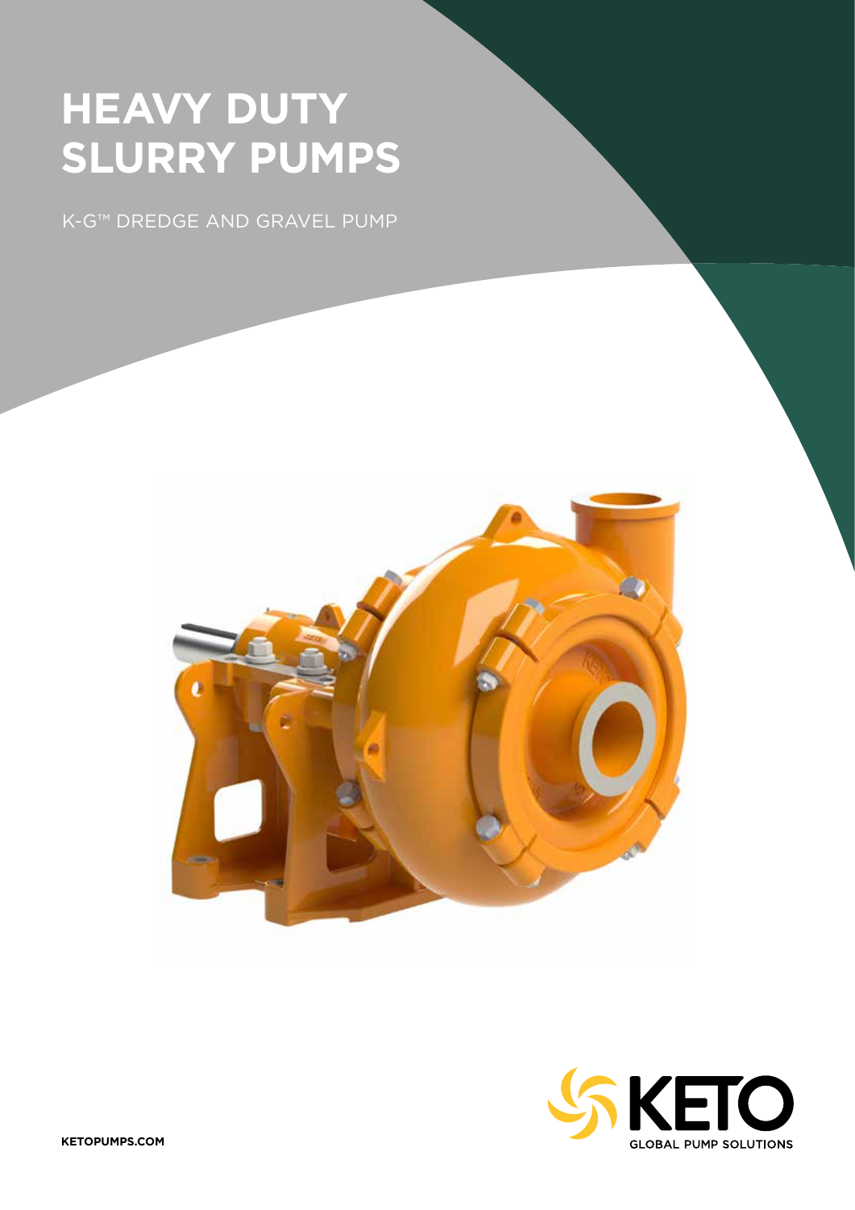# HEAVY DUTY SLURRY PUMPS

K-G™ DREDGE AND GRAVEL PUMP

KETO
GLOBAL PUMP SOLUTIONS

KETOPUMPS.COM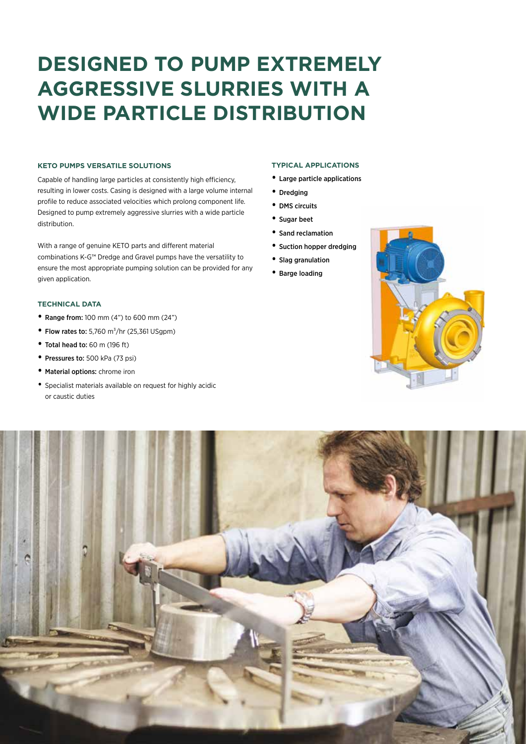# DESIGNED TO PUMP EXTREMELY AGGRESSIVE SLURRIES WITH A WIDE PARTICLE DISTRIBUTION

### KETO PUMPS VERSATILE SOLUTIONS

Capable of handling large particles at consistently high efficiency, resulting in lower costs. Casing is designed with a large volume internal profile to reduce associated velocities which prolong component life. Designed to pump extremely aggressive slurries with a wide particle distribution.

With a range of genuine KETO parts and different material combinations K-G™ Dredge and Gravel pumps have the versatility to ensure the most appropriate pumping solution can be provided for any given application.

### TECHNICAL DATA

- **Range from:** 100 mm (4") to 600 mm (24")
- **Flow rates to:** 5,760 $m^3$/hr (25,361 USgpm)
- **Total head to:** 60 m (196 ft)
- **Pressures to:** 500 kPa (73 psi)
- **Material options:** chrome iron
- Specialist materials available on request for highly acidic or caustic duties

### TYPICAL APPLICATIONS

- Large particle applications
- Dredging
- DMS circuits
- Sugar beet
- Sand reclamation
- Suction hopper dredging
- Slag granulation
- Barge loading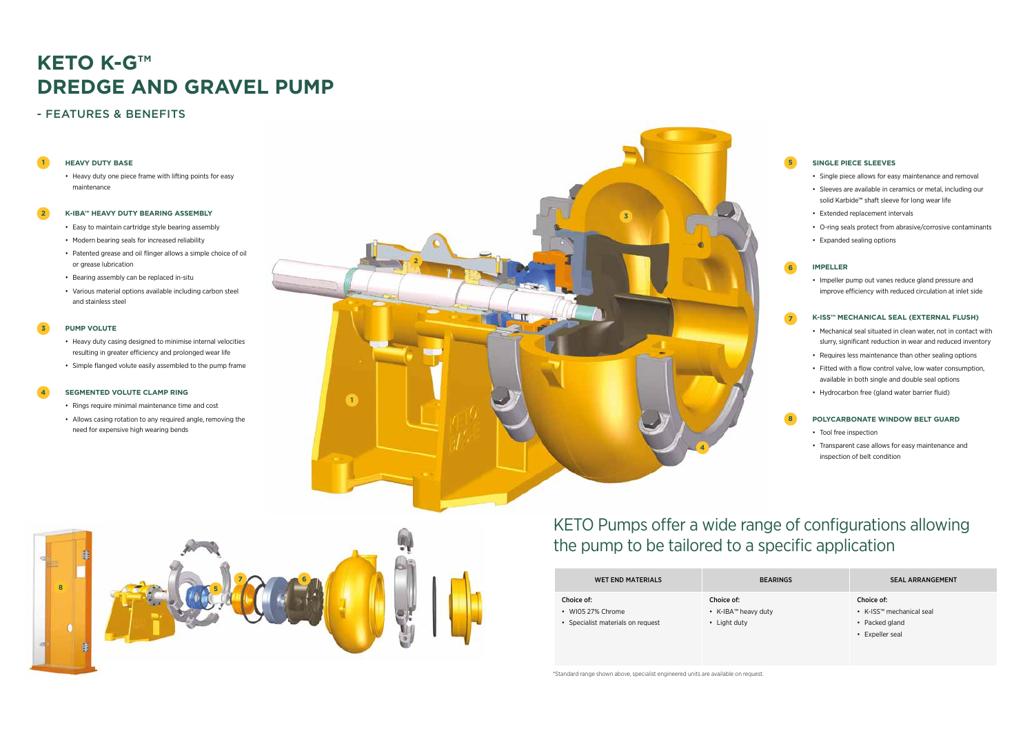# KETO K-G™ DREDGE AND GRAVEL PUMP

## - FEATURES & BENEFITS

### 1 HEAVY DUTY BASE

- Heavy duty one piece frame with lifting points for easy maintenance

### 2 K-IBA™ HEAVY DUTY BEARING ASSEMBLY

- Easy to maintain cartridge style bearing assembly
- Modern bearing seals for increased reliability
- Patented grease and oil flinger allows a simple choice of oil or grease lubrication
- Bearing assembly can be replaced in-situ
- Various material options available including carbon steel and stainless steel

### 3 PUMP VOLUTE

- Heavy duty casing designed to minimise internal velocities resulting in greater efficiency and prolonged wear life
- Simple flanged volute easily assembled to the pump frame

### 4 SEGMENTED VOLUTE CLAMP RING

- Rings require minimal maintenance time and cost
- Allows casing rotation to any required angle, removing the need for expensive high wearing bends

### 5 SINGLE PIECE SLEEVES

- Single piece allows for easy maintenance and removal
- Sleeves are available in ceramics or metal, including our solid Karbide™ shaft sleeve for long wear life
- Extended replacement intervals
- O-ring seals protect from abrasive/corrosive contaminants
- Expanded sealing options

### 6 IMPELLER

- Impeller pump out vanes reduce gland pressure and improve efficiency with reduced circulation at inlet side

### 7 K-ISS™ MECHANICAL SEAL (EXTERNAL FLUSH)

- Mechanical seal situated in clean water, not in contact with slurry, significant reduction in wear and reduced inventory
- Requires less maintenance than other sealing options
- Fitted with a flow control valve, low water consumption, available in both single and double seal options
- Hydrocarbon free (gland water barrier fluid)

### 8 POLYCARBONATE WINDOW BELT GUARD

- Tool free inspection
- Transparent case allows for easy maintenance and inspection of belt condition

## KETO Pumps offer a wide range of configurations allowing the pump to be tailored to a specific application

| WET END MATERIALS | BEARINGS | SEAL ARRANGEMENT |
|---|---|---|
| Choice of:<br>• WI05 27% Chrome<br>• Specialist materials on request | Choice of:<br>• K-IBA™ heavy duty<br>• Light duty | Choice of:<br>• K-ISS™ mechanical seal<br>• Packed gland<br>• Expeller seal |

*Standard range shown above, specialist engineered units are available on request.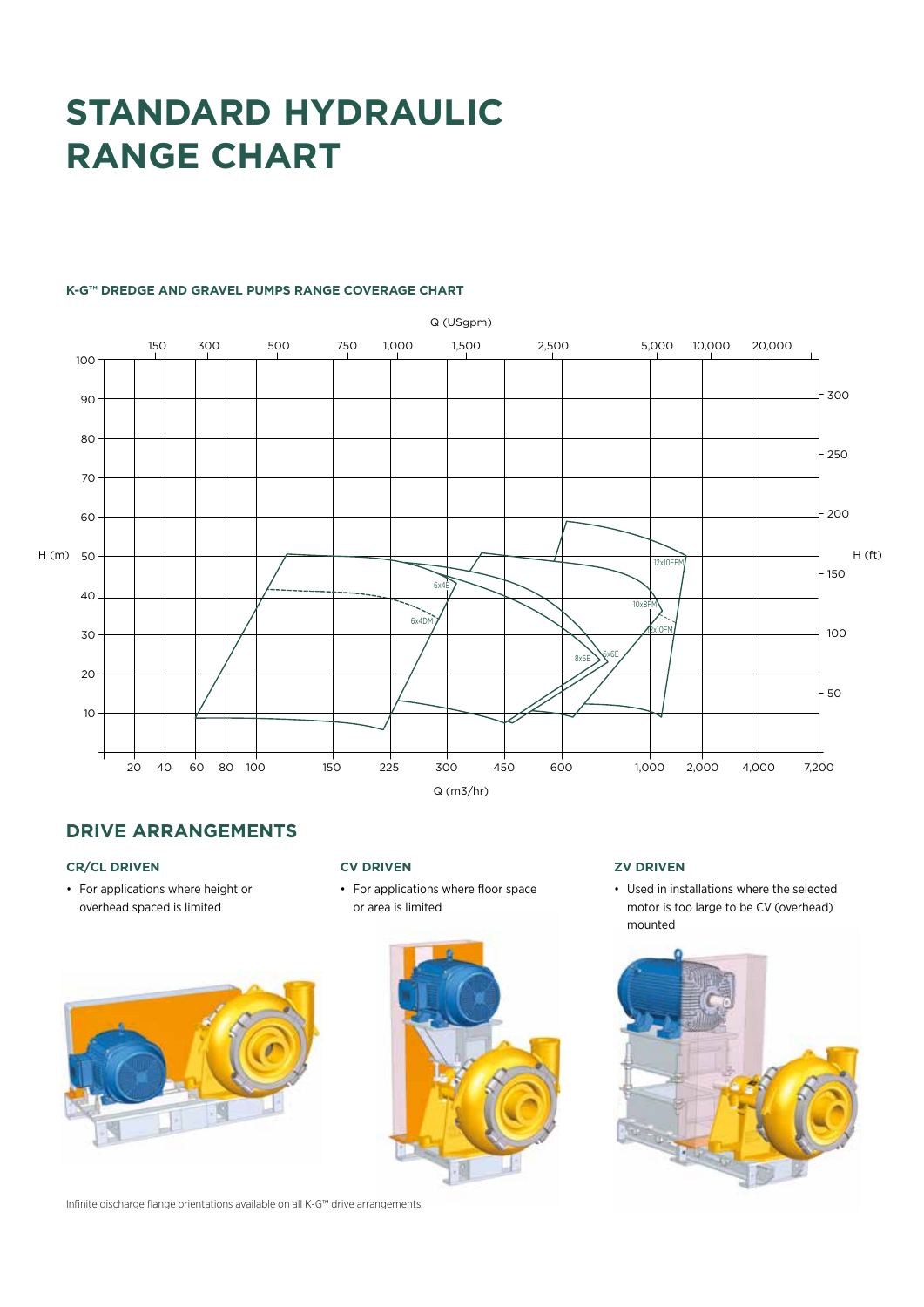# STANDARD HYDRAULIC RANGE CHART

**K-G™ DREDGE AND GRAVEL PUMPS RANGE COVERAGE CHART**

## DRIVE ARRANGEMENTS

### CR/CL DRIVEN

- For applications where height or overhead spaced is limited

### CV DRIVEN

- For applications where floor space or area is limited

### ZV DRIVEN

- Used in installations where the selected motor is too large to be CV (overhead) mounted

Infinite discharge flange orientations available on all K-G™ drive arrangements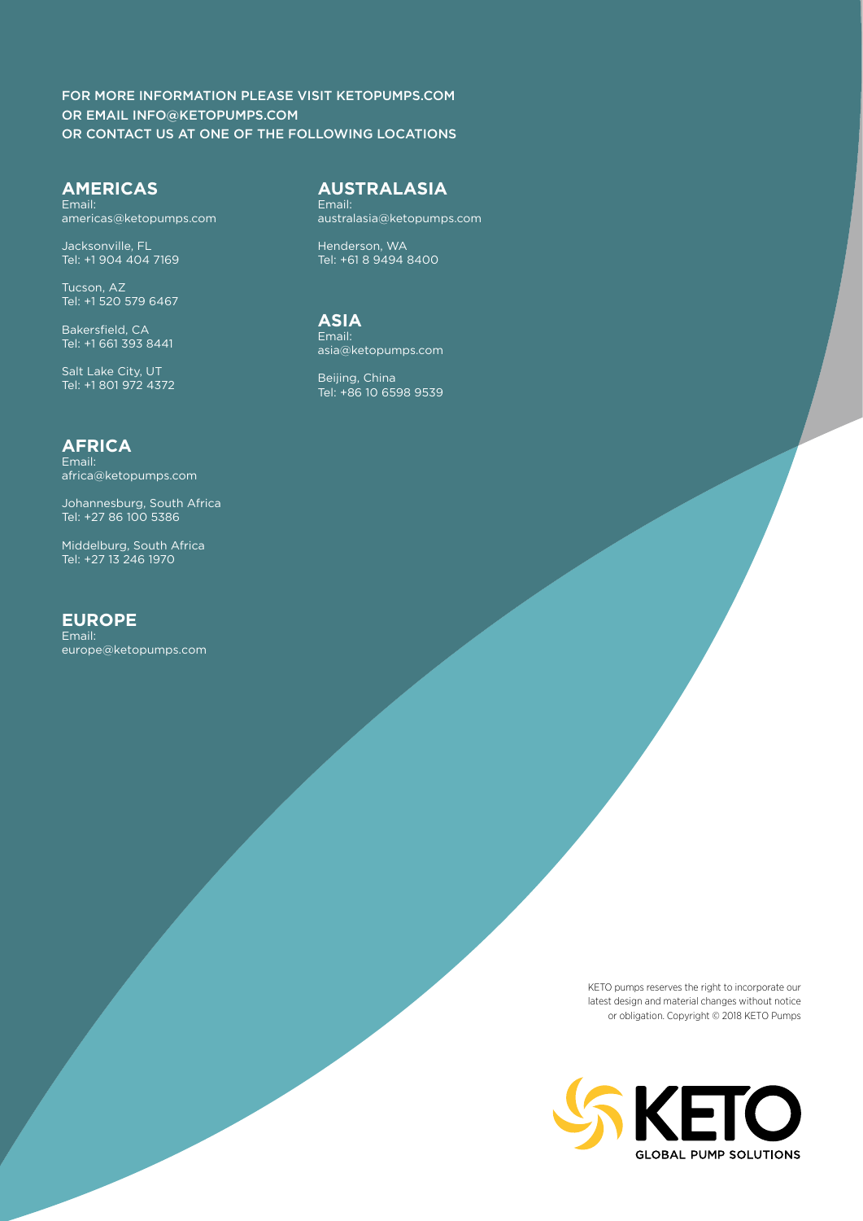FOR MORE INFORMATION PLEASE VISIT KETOPUMPS.COM
OR EMAIL INFO@KETOPUMPS.COM
OR CONTACT US AT ONE OF THE FOLLOWING LOCATIONS

## AMERICAS

Email:
americas@ketopumps.com

Jacksonville, FL
Tel: +1 904 404 7169

Tucson, AZ
Tel: +1 520 579 6467

Bakersfield, CA
Tel: +1 661 393 8441

Salt Lake City, UT
Tel: +1 801 972 4372

## AFRICA

Email:
africa@ketopumps.com

Johannesburg, South Africa
Tel: +27 86 100 5386

Middelburg, South Africa
Tel: +27 13 246 1970

## EUROPE

Email:
europe@ketopumps.com

## AUSTRALASIA

Email:
australasia@ketopumps.com

Henderson, WA
Tel: +61 8 9494 8400

## ASIA

Email:
asia@ketopumps.com

Beijing, China
Tel: +86 10 6598 9539

KETO pumps reserves the right to incorporate our latest design and material changes without notice or obligation. Copyright © 2018 KETO Pumps

KETO
GLOBAL PUMP SOLUTIONS